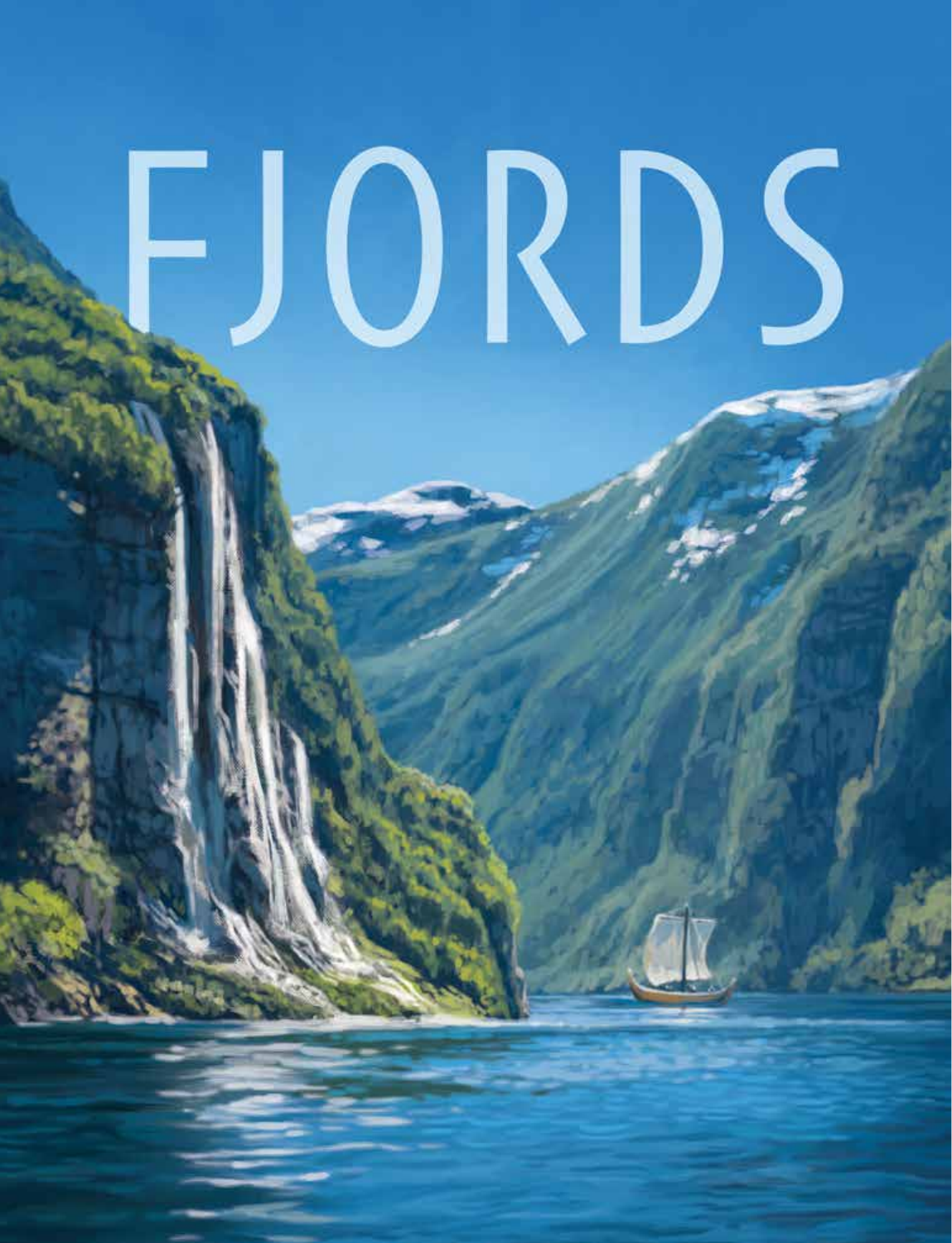# FJORDS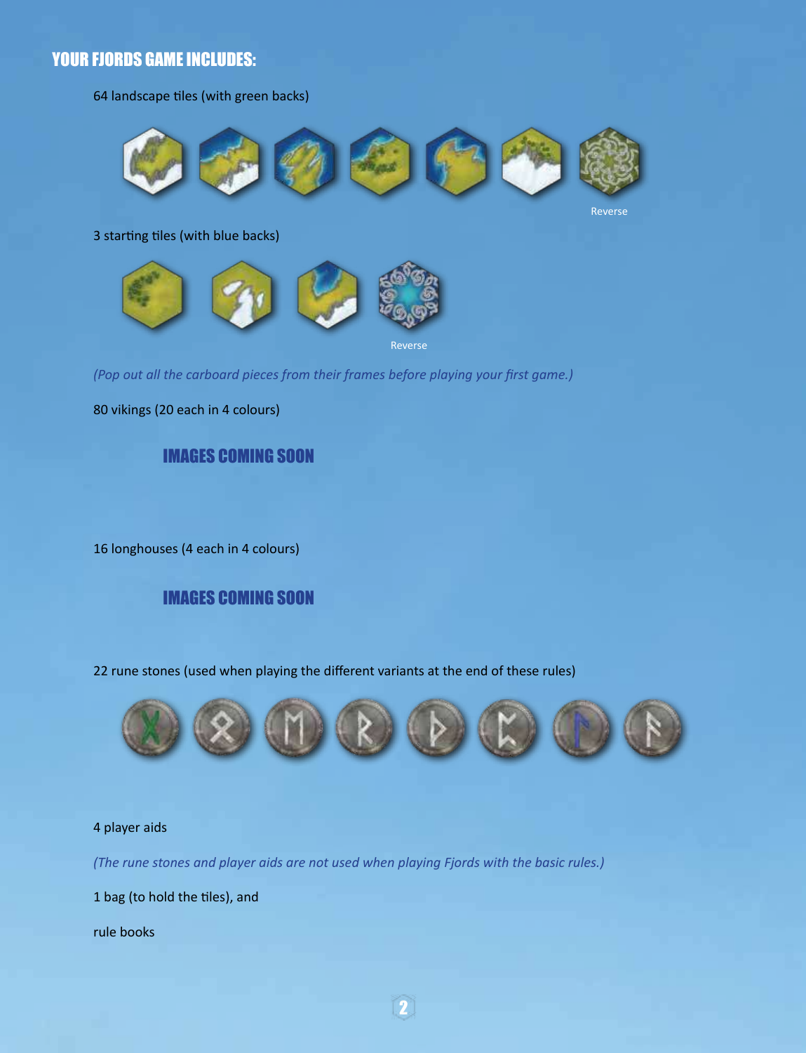## YOUR FJORDS GAME INCLUDES:

64 landscape tiles (with green backs)

Reverse

3 starting tiles (with blue backs)

Reverse

*(Pop out all the carboard pieces from their frames before playing your first game.)*

80 vikings (20 each in 4 colours)

**IMAGES COMING SOON**

16 longhouses (4 each in 4 colours)

**IMAGES COMING SOON**

22 rune stones (used when playing the different variants at the end of these rules)

4 player aids

*(The rune stones and player aids are not used when playing Fjords with the basic rules.)*

1 bag (to hold the tiles), and

rule books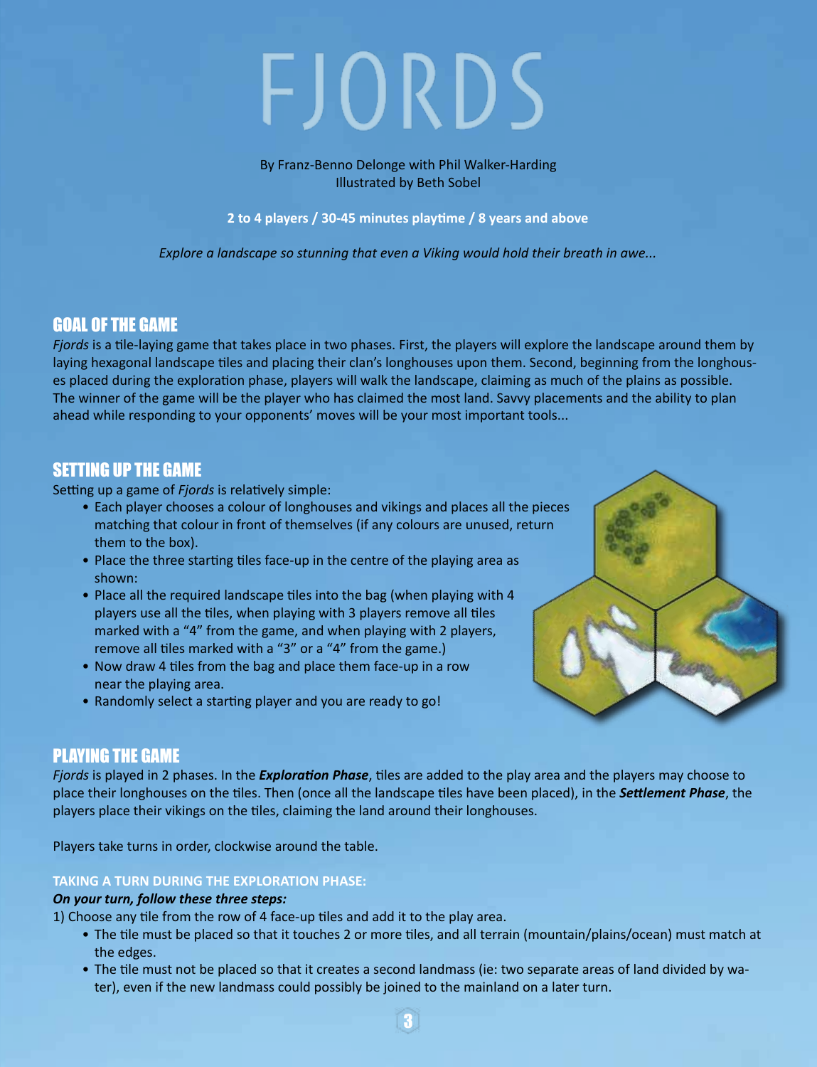# FJORDS

By Franz-Benno Delonge with Phil Walker-Harding
Illustrated by Beth Sobel

**2 to 4 players / 30-45 minutes playtime / 8 years and above**

*Explore a landscape so stunning that even a Viking would hold their breath in awe...*

## GOAL OF THE GAME

*Fjords* is a tile-laying game that takes place in two phases. First, the players will explore the landscape around them by laying hexagonal landscape tiles and placing their clan's longhouses upon them. Second, beginning from the longhouses placed during the exploration phase, players will walk the landscape, claiming as much of the plains as possible. The winner of the game will be the player who has claimed the most land. Savvy placements and the ability to plan ahead while responding to your opponents' moves will be your most important tools...

## SETTING UP THE GAME

Setting up a game of *Fjords* is relatively simple:

- Each player chooses a colour of longhouses and vikings and places all the pieces matching that colour in front of themselves (if any colours are unused, return them to the box).
- Place the three starting tiles face-up in the centre of the playing area as shown:
- Place all the required landscape tiles into the bag (when playing with 4 players use all the tiles, when playing with 3 players remove all tiles marked with a "4" from the game, and when playing with 2 players, remove all tiles marked with a "3" or a "4" from the game.)
- Now draw 4 tiles from the bag and place them face-up in a row near the playing area.
- Randomly select a starting player and you are ready to go!

## PLAYING THE GAME

*Fjords* is played in 2 phases. In the ***Exploration Phase***, tiles are added to the play area and the players may choose to place their longhouses on the tiles. Then (once all the landscape tiles have been placed), in the ***Settlement Phase***, the players place their vikings on the tiles, claiming the land around their longhouses.

Players take turns in order, clockwise around the table.

### TAKING A TURN DURING THE EXPLORATION PHASE:

***On your turn, follow these three steps:***

1) Choose any tile from the row of 4 face-up tiles and add it to the play area.
   - The tile must be placed so that it touches 2 or more tiles, and all terrain (mountain/plains/ocean) must match at the edges.
   - The tile must not be placed so that it creates a second landmass (ie: two separate areas of land divided by water), even if the new landmass could possibly be joined to the mainland on a later turn.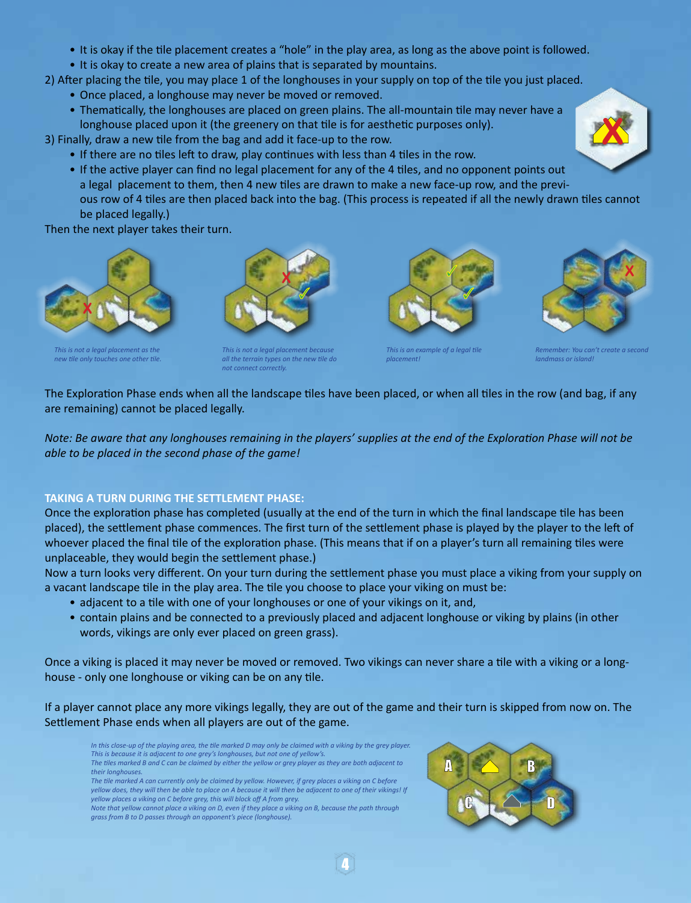- It is okay if the tile placement creates a "hole" in the play area, as long as the above point is followed.
- It is okay to create a new area of plains that is separated by mountains.

2) After placing the tile, you may place 1 of the longhouses in your supply on top of the tile you just placed.
- Once placed, a longhouse may never be moved or removed.
- Thematically, the longhouses are placed on green plains. The all-mountain tile may never have a longhouse placed upon it (the greenery on that tile is for aesthetic purposes only).

3) Finally, draw a new tile from the bag and add it face-up to the row.
- If there are no tiles left to draw, play continues with less than 4 tiles in the row.
- If the active player can find no legal placement for any of the 4 tiles, and no opponent points out a legal placement to them, then 4 new tiles are drawn to make a new face-up row, and the previous row of 4 tiles are then placed back into the bag. (This process is repeated if all the newly drawn tiles cannot be placed legally.)

Then the next player takes their turn.

*This is not a legal placement as the new tile only touches one other tile.*

*This is not a legal placement because all the terrain types on the new tile do not connect correctly.*

*This is an example of a legal tile placement!*

*Remember: You can't create a second landmass or island!*

The Exploration Phase ends when all the landscape tiles have been placed, or when all tiles in the row (and bag, if any are remaining) cannot be placed legally.

*Note: Be aware that any longhouses remaining in the players' supplies at the end of the Exploration Phase will not be able to be placed in the second phase of the game!*

## TAKING A TURN DURING THE SETTLEMENT PHASE:

Once the exploration phase has completed (usually at the end of the turn in which the final landscape tile has been placed), the settlement phase commences. The first turn of the settlement phase is played by the player to the left of whoever placed the final tile of the exploration phase. (This means that if on a player's turn all remaining tiles were unplaceable, they would begin the settlement phase.)

Now a turn looks very different. On your turn during the settlement phase you must place a viking from your supply on a vacant landscape tile in the play area. The tile you choose to place your viking on must be:
- adjacent to a tile with one of your longhouses or one of your vikings on it, and,
- contain plains and be connected to a previously placed and adjacent longhouse or viking by plains (in other words, vikings are only ever placed on green grass).

Once a viking is placed it may never be moved or removed. Two vikings can never share a tile with a viking or a longhouse - only one longhouse or viking can be on any tile.

If a player cannot place any more vikings legally, they are out of the game and their turn is skipped from now on. The Settlement Phase ends when all players are out of the game.

*In this close-up of the playing area, the tile marked D may only be claimed with a viking by the grey player. This is because it is adjacent to one grey's longhouses, but not one of yellow's.*
*The tiles marked B and C can be claimed by either the yellow or grey player as they are both adjacent to their longhouses.*
*The tile marked A can currently only be claimed by yellow. However, if grey places a viking on C before yellow does, they will then be able to place on A because it will then be adjacent to one of their vikings! If yellow places a viking on C before grey, this will block off A from grey.*
*Note that yellow cannot place a viking on D, even if they place a viking on B, because the path through grass from B to D passes through an opponent's piece (longhouse).*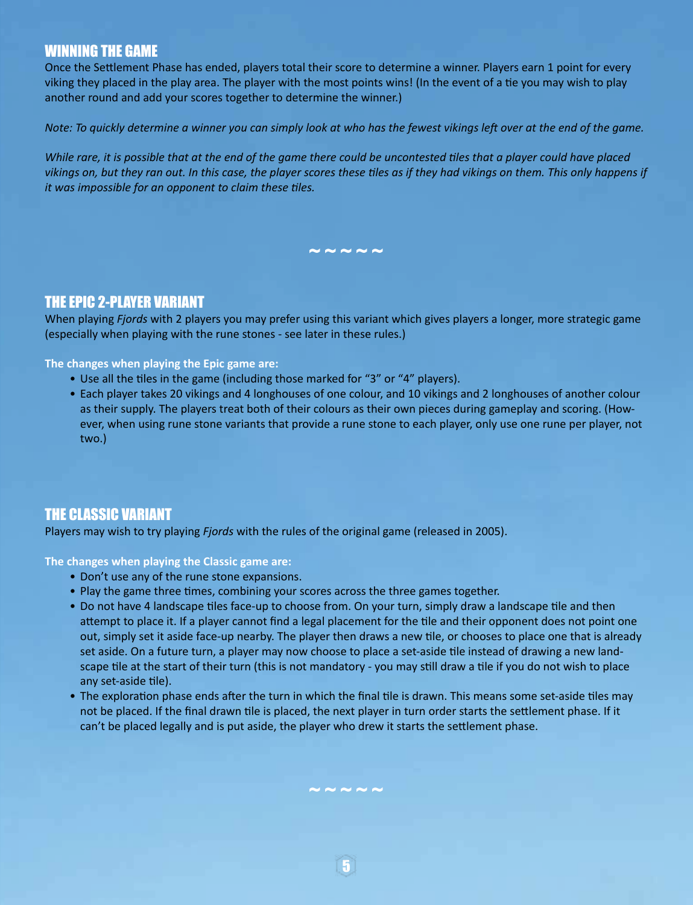## WINNING THE GAME

Once the Settlement Phase has ended, players total their score to determine a winner. Players earn 1 point for every viking they placed in the play area. The player with the most points wins! (In the event of a tie you may wish to play another round and add your scores together to determine the winner.)

*Note: To quickly determine a winner you can simply look at who has the fewest vikings left over at the end of the game.*

*While rare, it is possible that at the end of the game there could be uncontested tiles that a player could have placed vikings on, but they ran out. In this case, the player scores these tiles as if they had vikings on them. This only happens if it was impossible for an opponent to claim these tiles.*

~ ~ ~ ~ ~

## THE EPIC 2-PLAYER VARIANT

When playing *Fjords* with 2 players you may prefer using this variant which gives players a longer, more strategic game (especially when playing with the rune stones - see later in these rules.)

**The changes when playing the Epic game are:**

- Use all the tiles in the game (including those marked for "3" or "4" players).
- Each player takes 20 vikings and 4 longhouses of one colour, and 10 vikings and 2 longhouses of another colour as their supply. The players treat both of their colours as their own pieces during gameplay and scoring. (However, when using rune stone variants that provide a rune stone to each player, only use one rune per player, not two.)

## THE CLASSIC VARIANT

Players may wish to try playing *Fjords* with the rules of the original game (released in 2005).

**The changes when playing the Classic game are:**

- Don't use any of the rune stone expansions.
- Play the game three times, combining your scores across the three games together.
- Do not have 4 landscape tiles face-up to choose from. On your turn, simply draw a landscape tile and then attempt to place it. If a player cannot find a legal placement for the tile and their opponent does not point one out, simply set it aside face-up nearby. The player then draws a new tile, or chooses to place one that is already set aside. On a future turn, a player may now choose to place a set-aside tile instead of drawing a new landscape tile at the start of their turn (this is not mandatory - you may still draw a tile if you do not wish to place any set-aside tile).
- The exploration phase ends after the turn in which the final tile is drawn. This means some set-aside tiles may not be placed. If the final drawn tile is placed, the next player in turn order starts the settlement phase. If it can't be placed legally and is put aside, the player who drew it starts the settlement phase.

~ ~ ~ ~ ~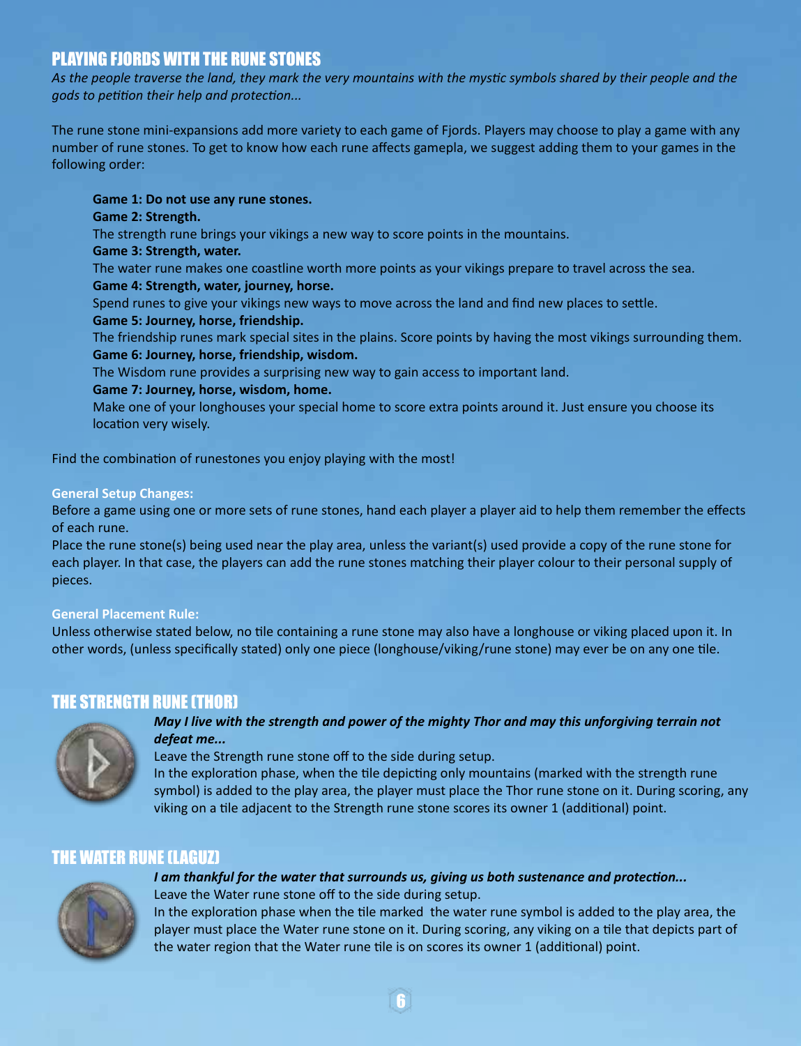## PLAYING FJORDS WITH THE RUNE STONES

*As the people traverse the land, they mark the very mountains with the mystic symbols shared by their people and the gods to petition their help and protection...*

The rune stone mini-expansions add more variety to each game of Fjords. Players may choose to play a game with any number of rune stones. To get to know how each rune affects gamepla, we suggest adding them to your games in the following order:

**Game 1: Do not use any rune stones.**

**Game 2: Strength.**
The strength rune brings your vikings a new way to score points in the mountains.

**Game 3: Strength, water.**
The water rune makes one coastline worth more points as your vikings prepare to travel across the sea.

**Game 4: Strength, water, journey, horse.**
Spend runes to give your vikings new ways to move across the land and find new places to settle.

**Game 5: Journey, horse, friendship.**
The friendship runes mark special sites in the plains. Score points by having the most vikings surrounding them.

**Game 6: Journey, horse, friendship, wisdom.**
The Wisdom rune provides a surprising new way to gain access to important land.

**Game 7: Journey, horse, wisdom, home.**
Make one of your longhouses your special home to score extra points around it. Just ensure you choose its location very wisely.

Find the combination of runestones you enjoy playing with the most!

**General Setup Changes:**

Before a game using one or more sets of rune stones, hand each player a player aid to help them remember the effects of each rune.

Place the rune stone(s) being used near the play area, unless the variant(s) used provide a copy of the rune stone for each player. In that case, the players can add the rune stones matching their player colour to their personal supply of pieces.

**General Placement Rule:**

Unless otherwise stated below, no tile containing a rune stone may also have a longhouse or viking placed upon it. In other words, (unless specifically stated) only one piece (longhouse/viking/rune stone) may ever be on any one tile.

## THE STRENGTH RUNE (THOR)

***May I live with the strength and power of the mighty Thor and may this unforgiving terrain not defeat me...***

Leave the Strength rune stone off to the side during setup.

In the exploration phase, when the tile depicting only mountains (marked with the strength rune symbol) is added to the play area, the player must place the Thor rune stone on it. During scoring, any viking on a tile adjacent to the Strength rune stone scores its owner 1 (additional) point.

## THE WATER RUNE (LAGUZ)

***I am thankful for the water that surrounds us, giving us both sustenance and protection...***

Leave the Water rune stone off to the side during setup.

In the exploration phase when the tile marked the water rune symbol is added to the play area, the player must place the Water rune stone on it. During scoring, any viking on a tile that depicts part of the water region that the Water rune tile is on scores its owner 1 (additional) point.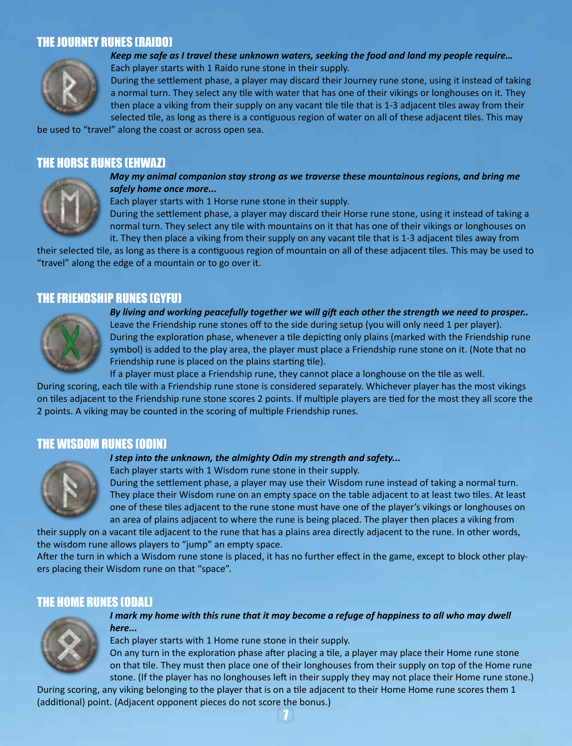## THE JOURNEY RUNES (RAIDO)

***Keep me safe as I travel these unknown waters, seeking the food and land my people require…***

Each player starts with 1 Raido rune stone in their supply.

During the settlement phase, a player may discard their Journey rune stone, using it instead of taking a normal turn. They select any tile with water that has one of their vikings or longhouses on it. They then place a viking from their supply on any vacant tile tile that is 1-3 adjacent tiles away from their selected tile, as long as there is a contiguous region of water on all of these adjacent tiles. This may be used to "travel" along the coast or across open sea.

## THE HORSE RUNES (EHWAZ)

***May my animal companion stay strong as we traverse these mountainous regions, and bring me safely home once more...***

Each player starts with 1 Horse rune stone in their supply.

During the settlement phase, a player may discard their Horse rune stone, using it instead of taking a normal turn. They select any tile with mountains on it that has one of their vikings or longhouses on it. They then place a viking from their supply on any vacant tile that is 1-3 adjacent tiles away from their selected tile, as long as there is a contiguous region of mountain on all of these adjacent tiles. This may be used to "travel" along the edge of a mountain or to go over it.

## THE FRIENDSHIP RUNES (GYFU)

***By living and working peacefully together we will gift each other the strength we need to prosper..***

Leave the Friendship rune stones off to the side during setup (you will only need 1 per player).

During the exploration phase, whenever a tile depicting only plains (marked with the Friendship rune symbol) is added to the play area, the player must place a Friendship rune stone on it. (Note that no Friendship rune is placed on the plains starting tile).

If a player must place a Friendship rune, they cannot place a longhouse on the tile as well.

During scoring, each tile with a Friendship rune stone is considered separately. Whichever player has the most vikings on tiles adjacent to the Friendship rune stone scores 2 points. If multiple players are tied for the most they all score the 2 points. A viking may be counted in the scoring of multiple Friendship runes.

## THE WISDOM RUNES (ODIN)

***I step into the unknown, the almighty Odin my strength and safety...***

Each player starts with 1 Wisdom rune stone in their supply.

During the settlement phase, a player may use their Wisdom rune instead of taking a normal turn. They place their Wisdom rune on an empty space on the table adjacent to at least two tiles. At least one of these tiles adjacent to the rune stone must have one of the player's vikings or longhouses on an area of plains adjacent to where the rune is being placed. The player then places a viking from their supply on a vacant tile adjacent to the rune that has a plains area directly adjacent to the rune. In other words, the wisdom rune allows players to "jump" an empty space.

After the turn in which a Wisdom rune stone is placed, it has no further effect in the game, except to block other players placing their Wisdom rune on that "space".

## THE HOME RUNES (ODAL)

***I mark my home with this rune that it may become a refuge of happiness to all who may dwell here...***

Each player starts with 1 Home rune stone in their supply.

On any turn in the exploration phase after placing a tile, a player may place their Home rune stone on that tile. They must then place one of their longhouses from their supply on top of the Home rune stone. (If the player has no longhouses left in their supply they may not place their Home rune stone.)

During scoring, any viking belonging to the player that is on a tile adjacent to their Home Home rune scores them 1 (additional) point. (Adjacent opponent pieces do not score the bonus.)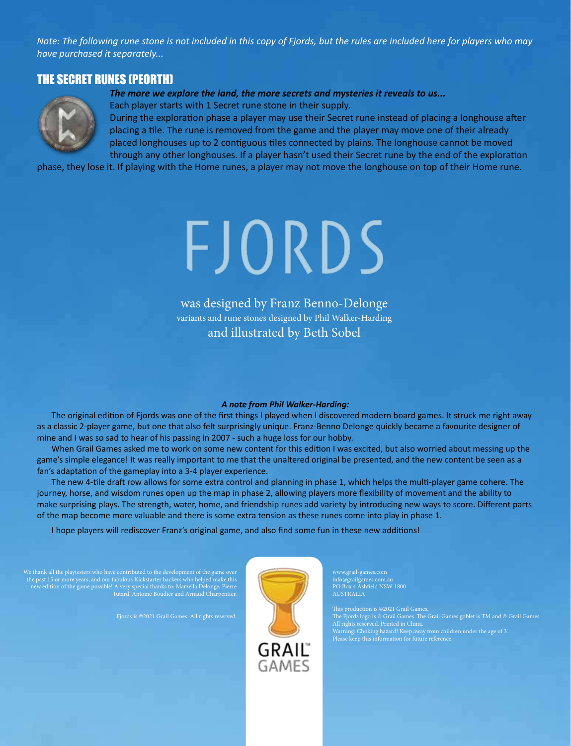*Note: The following rune stone is not included in this copy of Fjords, but the rules are included here for players who may have purchased it separately...*

## THE SECRET RUNES (PEORTH)

***The more we explore the land, the more secrets and mysteries it reveals to us...***

Each player starts with 1 Secret rune stone in their supply.

During the exploration phase a player may use their Secret rune instead of placing a longhouse after placing a tile. The rune is removed from the game and the player may move one of their already placed longhouses up to 2 contiguous tiles connected by plains. The longhouse cannot be moved through any other longhouses. If a player hasn't used their Secret rune by the end of the exploration phase, they lose it. If playing with the Home runes, a player may not move the longhouse on top of their Home rune.

# FJORDS

was designed by Franz Benno-Delonge
variants and rune stones designed by Phil Walker-Harding
and illustrated by Beth Sobel

***A note from Phil Walker-Harding:***

The original edition of Fjords was one of the first things I played when I discovered modern board games. It struck me right away as a classic 2-player game, but one that also felt surprisingly unique. Franz-Benno Delonge quickly became a favourite designer of mine and I was so sad to hear of his passing in 2007 - such a huge loss for our hobby.

When Grail Games asked me to work on some new content for this edition I was excited, but also worried about messing up the game's simple elegance! It was really important to me that the unaltered original be presented, and the new content be seen as a fan's adaptation of the gameplay into a 3-4 player experience.

The new 4-tile draft row allows for some extra control and planning in phase 1, which helps the multi-player game cohere. The journey, horse, and wisdom runes open up the map in phase 2, allowing players more flexibility of movement and the ability to make surprising plays. The strength, water, home, and friendship runes add variety by introducing new ways to score. Different parts of the map become more valuable and there is some extra tension as these runes come into play in phase 1.

I hope players will rediscover Franz's original game, and also find some fun in these new additions!

We thank all the playtesters who have contributed to the development of the game over the past 15 or more years, and our fabulous Kickstarter backers who helped make this new edition of the game possible! A very special thanks to: Marzella Delonge, Pierre Tutard, Antoine Boudier and Arnaud Charpentier.

Fjords is ©2021 Grail Games. All rights reserved.

GRAIL™ GAMES

www.grail-games.com
info@grailgames.com.au
PO Box 4 Ashfield NSW 1800
AUSTRALIA

This production is ©2021 Grail Games.
The Fjords logo is © Grail Games. The Grail Games goblet is TM and © Grail Games.
All rights reserved. Printed in China.
Warning: Choking hazard! Keep away from children under the age of 3.
Please keep this information for future reference.